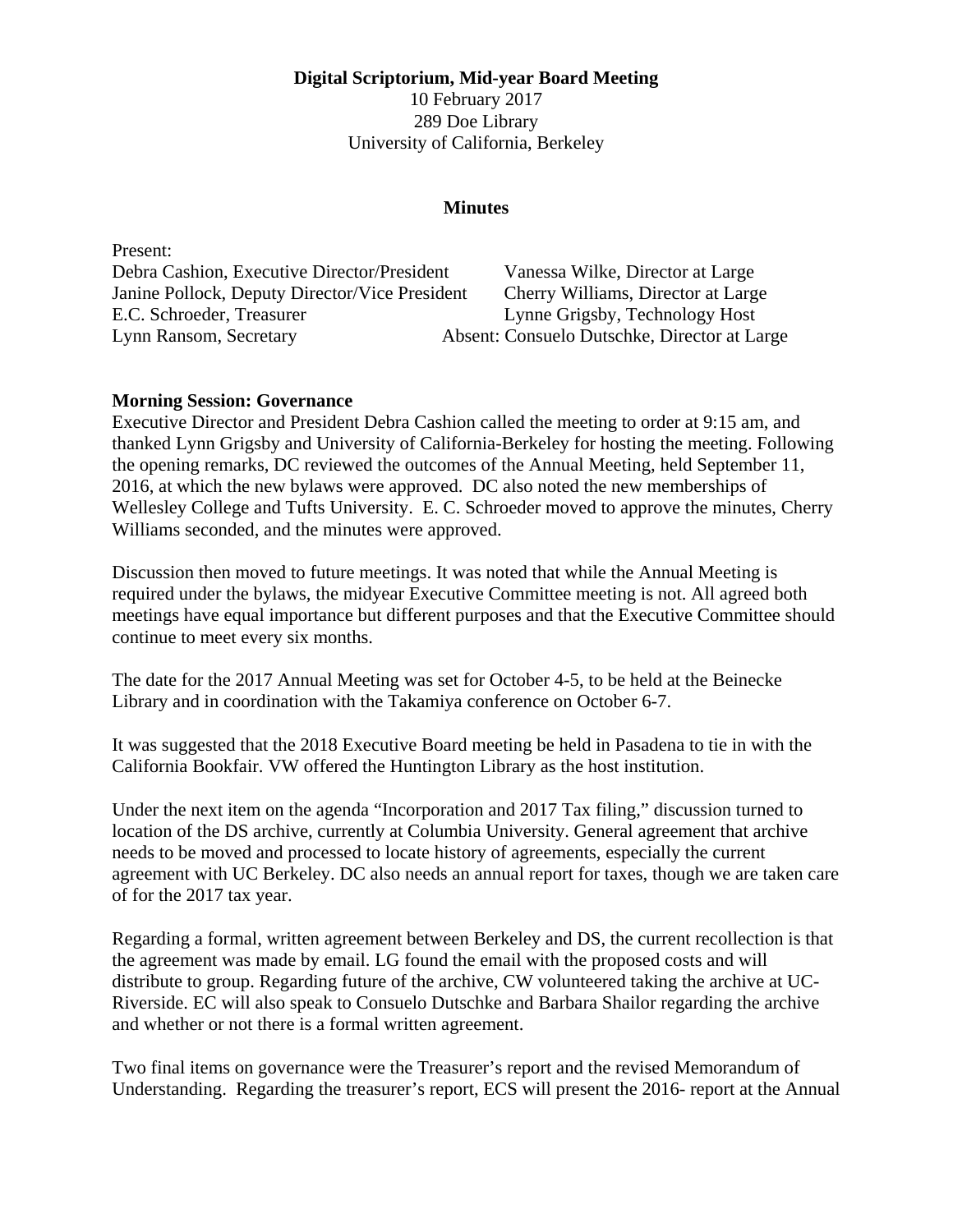**Digital Scriptorium, Mid-year Board Meeting**
10 February 2017
289 Doe Library
University of California, Berkeley

**Minutes**

Present:

Debra Cashion, Executive Director/President
Janine Pollock, Deputy Director/Vice President
E.C. Schroeder, Treasurer
Lynn Ransom, Secretary
Vanessa Wilke, Director at Large
Cherry Williams, Director at Large
Lynne Grigsby, Technology Host
Absent: Consuelo Dutschke, Director at Large

**Morning Session: Governance**

Executive Director and President Debra Cashion called the meeting to order at 9:15 am, and thanked Lynn Grigsby and University of California-Berkeley for hosting the meeting. Following the opening remarks, DC reviewed the outcomes of the Annual Meeting, held September 11, 2016, at which the new bylaws were approved. DC also noted the new memberships of Wellesley College and Tufts University. E. C. Schroeder moved to approve the minutes, Cherry Williams seconded, and the minutes were approved.

Discussion then moved to future meetings. It was noted that while the Annual Meeting is required under the bylaws, the midyear Executive Committee meeting is not. All agreed both meetings have equal importance but different purposes and that the Executive Committee should continue to meet every six months.

The date for the 2017 Annual Meeting was set for October 4-5, to be held at the Beinecke Library and in coordination with the Takamiya conference on October 6-7.

It was suggested that the 2018 Executive Board meeting be held in Pasadena to tie in with the California Bookfair. VW offered the Huntington Library as the host institution.

Under the next item on the agenda "Incorporation and 2017 Tax filing," discussion turned to location of the DS archive, currently at Columbia University. General agreement that archive needs to be moved and processed to locate history of agreements, especially the current agreement with UC Berkeley. DC also needs an annual report for taxes, though we are taken care of for the 2017 tax year.

Regarding a formal, written agreement between Berkeley and DS, the current recollection is that the agreement was made by email. LG found the email with the proposed costs and will distribute to group. Regarding future of the archive, CW volunteered taking the archive at UC-Riverside. EC will also speak to Consuelo Dutschke and Barbara Shailor regarding the archive and whether or not there is a formal written agreement.

Two final items on governance were the Treasurer's report and the revised Memorandum of Understanding. Regarding the treasurer's report, ECS will present the 2016- report at the Annual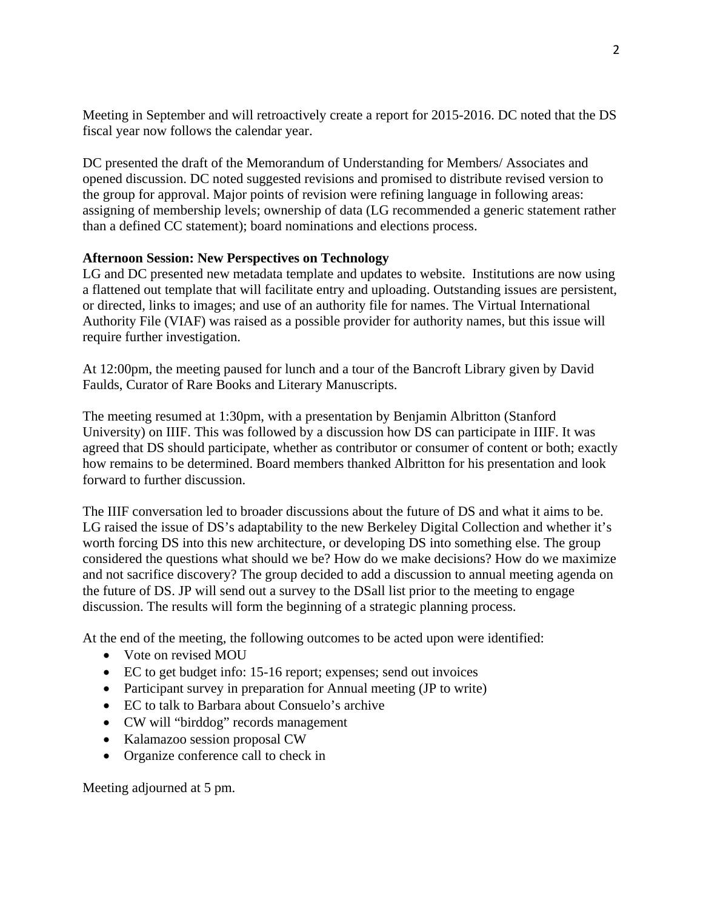Meeting in September and will retroactively create a report for 2015-2016. DC noted that the DS fiscal year now follows the calendar year.

DC presented the draft of the Memorandum of Understanding for Members/ Associates and opened discussion. DC noted suggested revisions and promised to distribute revised version to the group for approval. Major points of revision were refining language in following areas: assigning of membership levels; ownership of data (LG recommended a generic statement rather than a defined CC statement); board nominations and elections process.

**Afternoon Session: New Perspectives on Technology**

LG and DC presented new metadata template and updates to website. Institutions are now using a flattened out template that will facilitate entry and uploading. Outstanding issues are persistent, or directed, links to images; and use of an authority file for names. The Virtual International Authority File (VIAF) was raised as a possible provider for authority names, but this issue will require further investigation.

At 12:00pm, the meeting paused for lunch and a tour of the Bancroft Library given by David Faulds, Curator of Rare Books and Literary Manuscripts.

The meeting resumed at 1:30pm, with a presentation by Benjamin Albritton (Stanford University) on IIIF. This was followed by a discussion how DS can participate in IIIF. It was agreed that DS should participate, whether as contributor or consumer of content or both; exactly how remains to be determined. Board members thanked Albritton for his presentation and look forward to further discussion.

The IIIF conversation led to broader discussions about the future of DS and what it aims to be. LG raised the issue of DS's adaptability to the new Berkeley Digital Collection and whether it's worth forcing DS into this new architecture, or developing DS into something else. The group considered the questions what should we be? How do we make decisions? How do we maximize and not sacrifice discovery? The group decided to add a discussion to annual meeting agenda on the future of DS. JP will send out a survey to the DSall list prior to the meeting to engage discussion. The results will form the beginning of a strategic planning process.

At the end of the meeting, the following outcomes to be acted upon were identified:

- Vote on revised MOU
- EC to get budget info: 15-16 report; expenses; send out invoices
- Participant survey in preparation for Annual meeting (JP to write)
- EC to talk to Barbara about Consuelo's archive
- CW will "birddog" records management
- Kalamazoo session proposal CW
- Organize conference call to check in

Meeting adjourned at 5 pm.